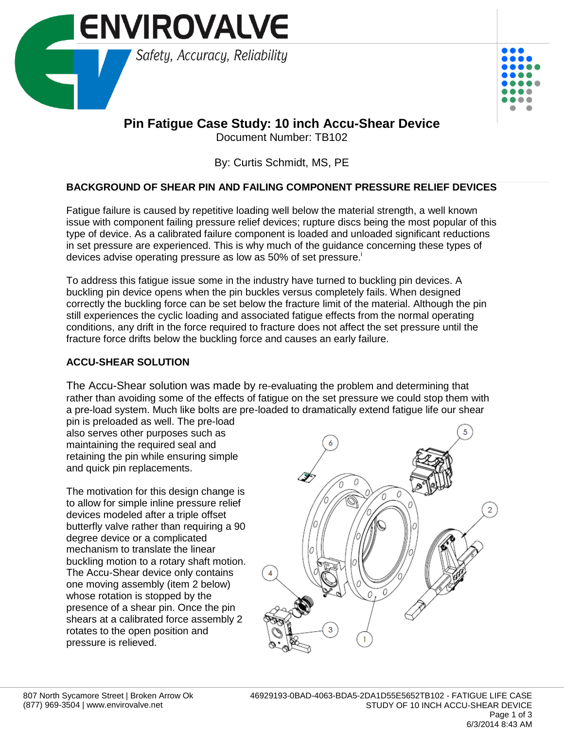# Pin Fatigue Case Study: 10 inch Accu-Shear Device

Document Number: TB102

By: Curtis Schmidt, MS, PE

## BACKGROUND OF SHEAR PIN AND FAILING COMPONENT PRESSURE RELIEF DEVICES

Fatigue failure is caused by repetitive loading well below the material strength, a well known issue with component failing pressure relief devices; rupture discs being the most popular of this type of device. As a calibrated failure component is loaded and unloaded significant reductions in set pressure are experienced. This is why much of the guidance concerning these types of devices advise operating pressure as low as 50% of set pressure.[i]

To address this fatigue issue some in the industry have turned to buckling pin devices. A buckling pin device opens when the pin buckles versus completely fails. When designed correctly the buckling force can be set below the fracture limit of the material. Although the pin still experiences the cyclic loading and associated fatigue effects from the normal operating conditions, any drift in the force required to fracture does not affect the set pressure until the fracture force drifts below the buckling force and causes an early failure.

## ACCU-SHEAR SOLUTION

The Accu-Shear solution was made by re-evaluating the problem and determining that rather than avoiding some of the effects of fatigue on the set pressure we could stop them with a pre-load system. Much like bolts are pre-loaded to dramatically extend fatigue life our shear pin is preloaded as well. The pre-load also serves other purposes such as maintaining the required seal and retaining the pin while ensuring simple and quick pin replacements.

The motivation for this design change is to allow for simple inline pressure relief devices modeled after a triple offset butterfly valve rather than requiring a 90 degree device or a complicated mechanism to translate the linear buckling motion to a rotary shaft motion. The Accu-Shear device only contains one moving assembly (item 2 below) whose rotation is stopped by the presence of a shear pin. Once the pin shears at a calibrated force assembly 2 rotates to the open position and pressure is relieved.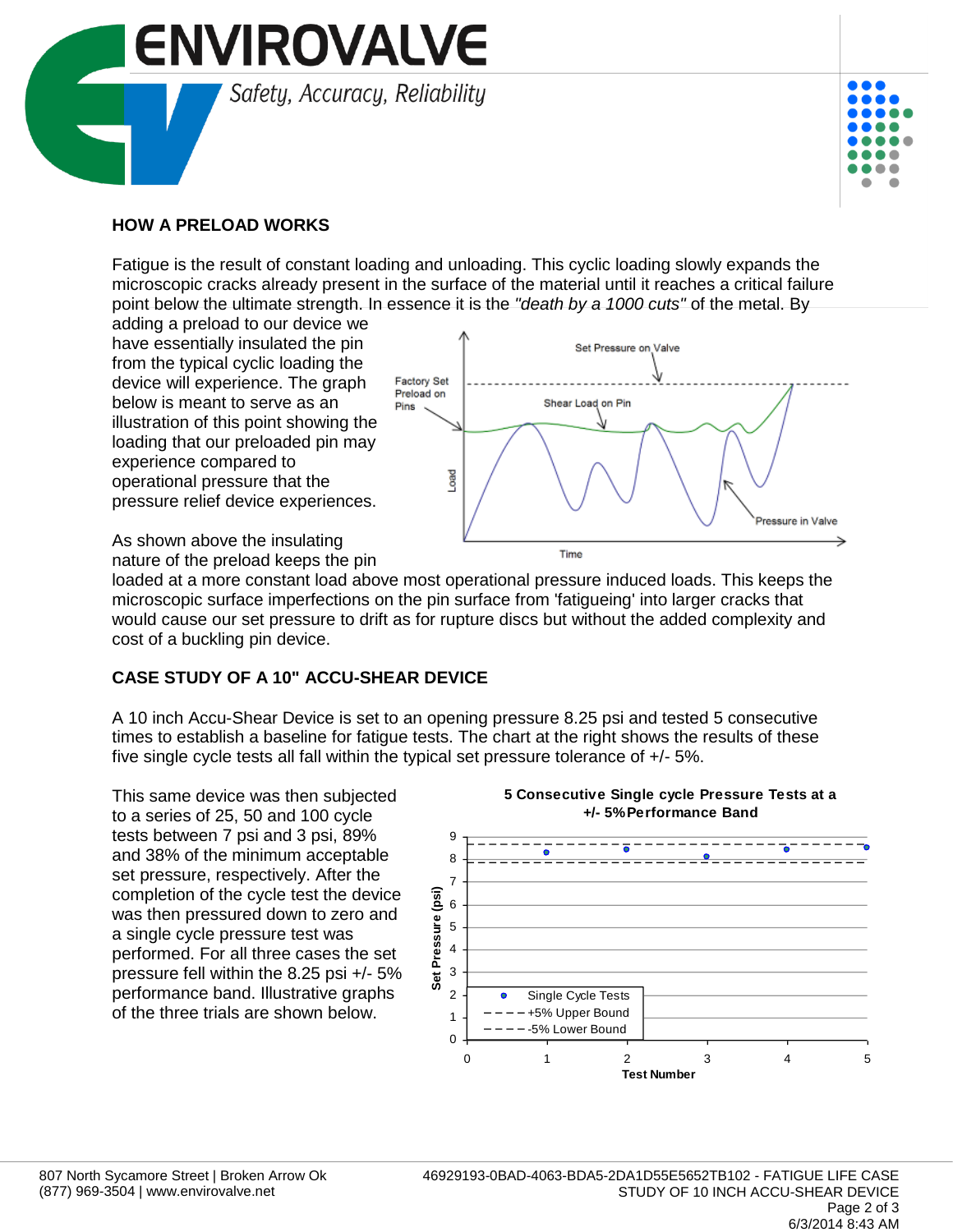## HOW A PRELOAD WORKS

Fatigue is the result of constant loading and unloading. This cyclic loading slowly expands the microscopic cracks already present in the surface of the material until it reaches a critical failure point below the ultimate strength. In essence it is the *"death by a 1000 cuts"* of the metal. By adding a preload to our device we have essentially insulated the pin from the typical cyclic loading the device will experience. The graph below is meant to serve as an illustration of this point showing the loading that our preloaded pin may experience compared to operational pressure that the pressure relief device experiences.

As shown above the insulating nature of the preload keeps the pin loaded at a more constant load above most operational pressure induced loads. This keeps the microscopic surface imperfections on the pin surface from 'fatigueing' into larger cracks that would cause our set pressure to drift as for rupture discs but without the added complexity and cost of a buckling pin device.

## CASE STUDY OF A 10" ACCU-SHEAR DEVICE

A 10 inch Accu-Shear Device is set to an opening pressure 8.25 psi and tested 5 consecutive times to establish a baseline for fatigue tests. The chart at the right shows the results of these five single cycle tests all fall within the typical set pressure tolerance of +/- 5%.

This same device was then subjected to a series of 25, 50 and 100 cycle tests between 7 psi and 3 psi, 89% and 38% of the minimum acceptable set pressure, respectively. After the completion of the cycle test the device was then pressured down to zero and a single cycle pressure test was performed. For all three cases the set pressure fell within the 8.25 psi +/- 5% performance band. Illustrative graphs of the three trials are shown below.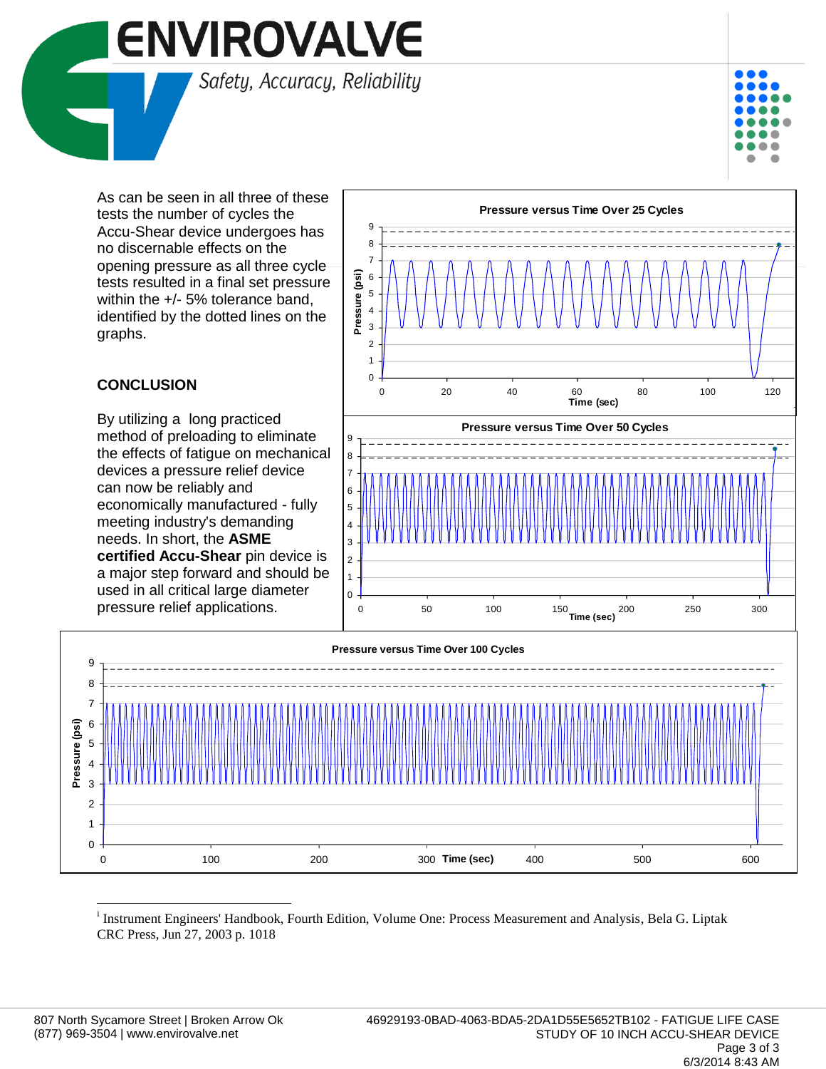As can be seen in all three of these tests the number of cycles the Accu-Shear device undergoes has no discernable effects on the opening pressure as all three cycle tests resulted in a final set pressure within the +/- 5% tolerance band, identified by the dotted lines on the graphs.

## CONCLUSION

By utilizing a long practiced method of preloading to eliminate the effects of fatigue on mechanical devices a pressure relief device can now be reliably and economically manufactured - fully meeting industry's demanding needs. In short, the **ASME certified Accu-Shear** pin device is a major step forward and should be used in all critical large diameter pressure relief applications.

Pressure versus Time Over 25 Cycles

Pressure (psi)

0 1 2 3 4 5 6 7 8 9

Time (sec)

0 20 40 60 80 100 120

Pressure versus Time Over 50 Cycles

0 1 2 3 4 5 6 7 8 9

Time (sec)

0 50 100 150 200 250 300

Pressure versus Time Over 100 Cycles

Pressure (psi)

0 1 2 3 4 5 6 7 8 9

Time (sec)

0 100 200 300 400 500 600

---

[i] Instrument Engineers' Handbook, Fourth Edition, Volume One: Process Measurement and Analysis, Bela G. Liptak CRC Press, Jun 27, 2003 p. 1018